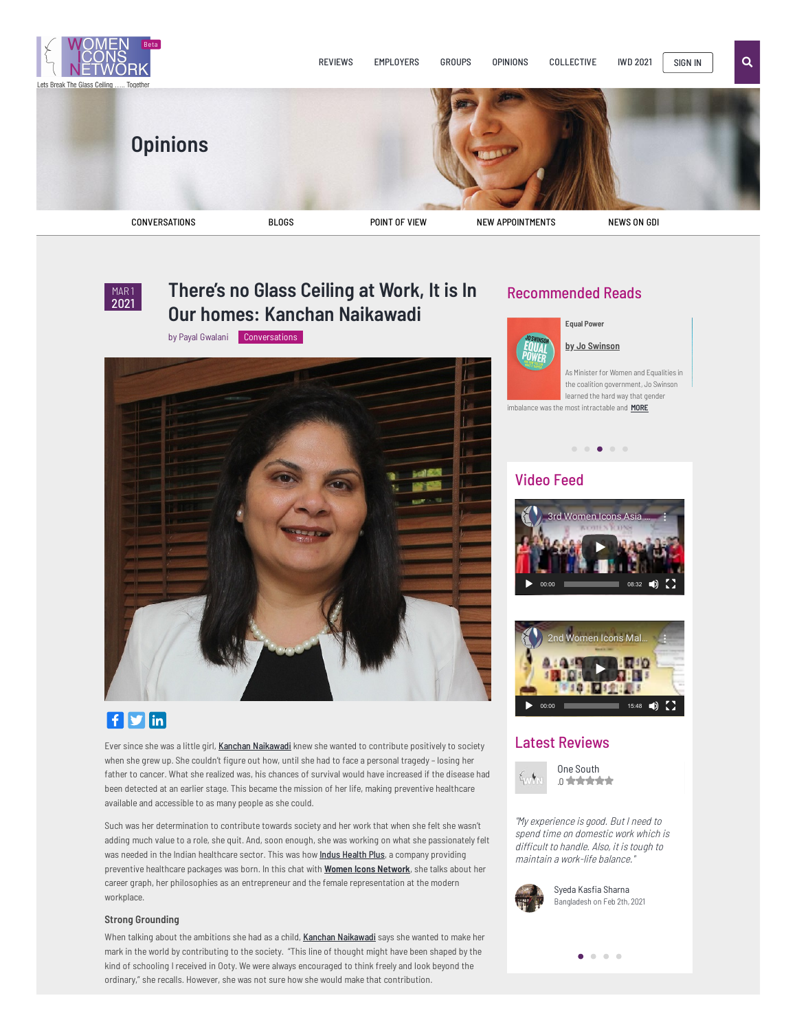WOMEN ICONS NETWORK Beta

Lets Break The Glass Ceiling ..... Together

REVIEWS EMPLOYERS GROUPS OPINIONS COLLECTIVE IWD 2021 SIGN IN

# Opinions

CONVERSATIONS BLOGS POINT OF VIEW NEW APPOINTMENTS NEWS ON GDI

MAR 1 2021

## There's no Glass Ceiling at Work, It is In Our homes: Kanchan Naikawadi

by Payal Gwalani Conversations

Ever since she was a little girl, Kanchan Naikawadi knew she wanted to contribute positively to society when she grew up. She couldn't figure out how, until she had to face a personal tragedy – losing her father to cancer. What she realized was, his chances of survival would have increased if the disease had been detected at an earlier stage. This became the mission of her life, making preventive healthcare available and accessible to as many people as she could.

Such was her determination to contribute towards society and her work that when she felt she wasn't adding much value to a role, she quit. And, soon enough, she was working on what she passionately felt was needed in the Indian healthcare sector. This was how Indus Health Plus, a company providing preventive healthcare packages was born. In this chat with Women Icons Network, she talks about her career graph, her philosophies as an entrepreneur and the female representation at the modern workplace.

### Strong Grounding

When talking about the ambitions she had as a child, Kanchan Naikawadi says she wanted to make her mark in the world by contributing to the society. "This line of thought might have been shaped by the kind of schooling I received in Ooty. We were always encouraged to think freely and look beyond the ordinary," she recalls. However, she was not sure how she would make that contribution.

## Recommended Reads

Equal Power

by Jo Swinson

As Minister for Women and Equalities in the coalition government, Jo Swinson learned the hard way that gender imbalance was the most intractable and MORE

## Video Feed

3rd Women Icons Asia ...

2nd Women Icons Mal...

## Latest Reviews

One South

.0

*"My experience is good. But I need to spend time on domestic work which is difficult to handle. Also, it is tough to maintain a work-life balance."*

Syeda Kasfia Sharna

Bangladesh on Feb 2th, 2021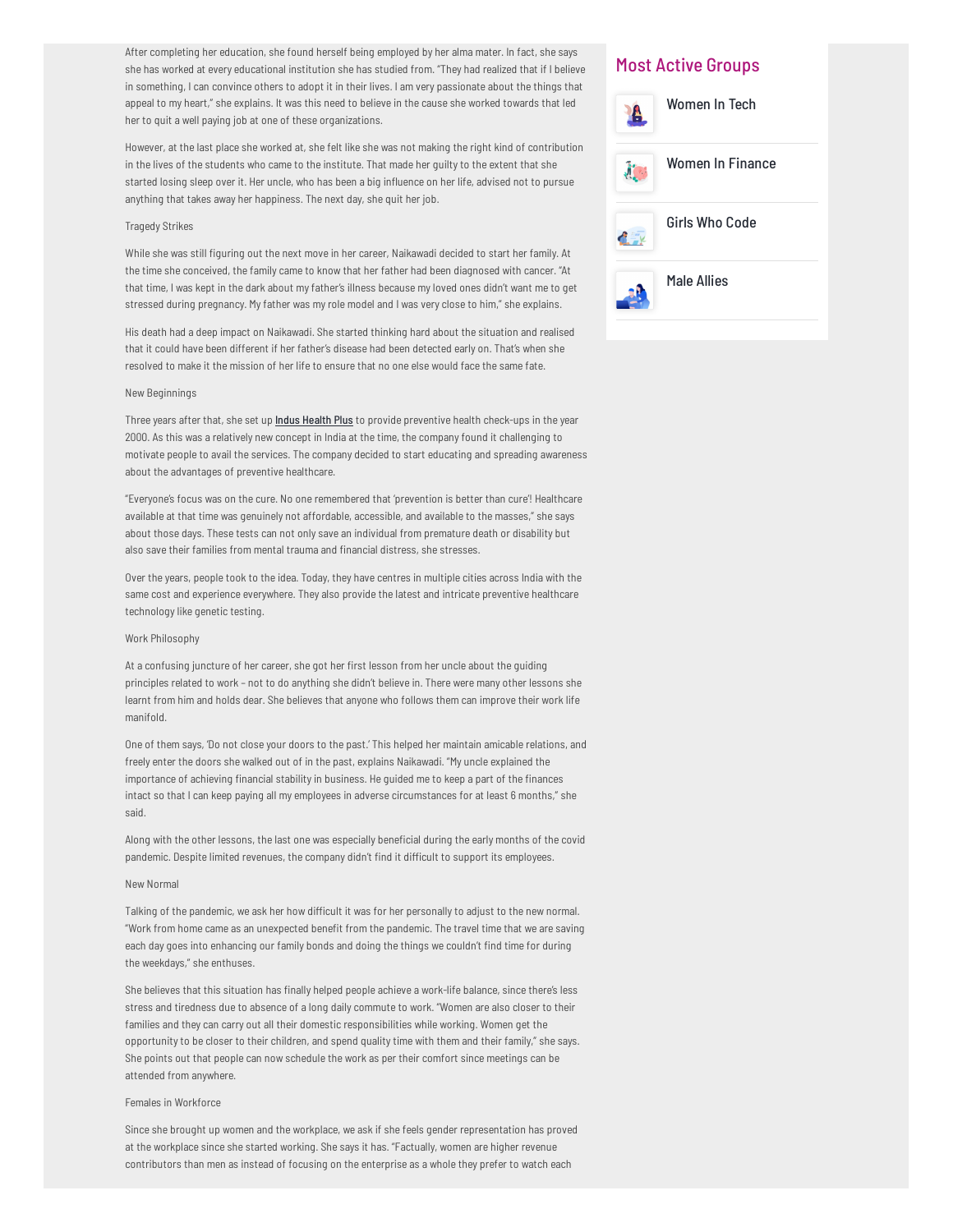After completing her education, she found herself being employed by her alma mater. In fact, she says she has worked at every educational institution she has studied from. "They had realized that if I believe in something, I can convince others to adopt it in their lives. I am very passionate about the things that appeal to my heart," she explains. It was this need to believe in the cause she worked towards that led her to quit a well paying job at one of these organizations.

However, at the last place she worked at, she felt like she was not making the right kind of contribution in the lives of the students who came to the institute. That made her guilty to the extent that she started losing sleep over it. Her uncle, who has been a big influence on her life, advised not to pursue anything that takes away her happiness. The next day, she quit her job.

## Tragedy Strikes

While she was still figuring out the next move in her career, Naikawadi decided to start her family. At the time she conceived, the family came to know that her father had been diagnosed with cancer. "At that time, I was kept in the dark about my father's illness because my loved ones didn't want me to get stressed during pregnancy. My father was my role model and I was very close to him," she explains.

His death had a deep impact on Naikawadi. She started thinking hard about the situation and realised that it could have been different if her father's disease had been detected early on. That's when she resolved to make it the mission of her life to ensure that no one else would face the same fate.

## New Beginnings

Three years after that, she set up **Indus Health Plus** to provide preventive health check-ups in the year 2000. As this was a relatively new concept in India at the time, the company found it challenging to motivate people to avail the services. The company decided to start educating and spreading awareness about the advantages of preventive healthcare.

"Everyone's focus was on the cure. No one remembered that 'prevention is better than cure'! Healthcare available at that time was genuinely not affordable, accessible, and available to the masses," she says about those days. These tests can not only save an individual from premature death or disability but also save their families from mental trauma and financial distress, she stresses.

Over the years, people took to the idea. Today, they have centres in multiple cities across India with the same cost and experience everywhere. They also provide the latest and intricate preventive healthcare technology like genetic testing.

## Work Philosophy

At a confusing juncture of her career, she got her first lesson from her uncle about the guiding principles related to work – not to do anything she didn't believe in. There were many other lessons she learnt from him and holds dear. She believes that anyone who follows them can improve their work life manifold.

One of them says, 'Do not close your doors to the past.' This helped her maintain amicable relations, and freely enter the doors she walked out of in the past, explains Naikawadi. "My uncle explained the importance of achieving financial stability in business. He guided me to keep a part of the finances intact so that I can keep paying all my employees in adverse circumstances for at least 6 months," she said.

Along with the other lessons, the last one was especially beneficial during the early months of the covid pandemic. Despite limited revenues, the company didn't find it difficult to support its employees.

## New Normal

Talking of the pandemic, we ask her how difficult it was for her personally to adjust to the new normal. "Work from home came as an unexpected benefit from the pandemic. The travel time that we are saving each day goes into enhancing our family bonds and doing the things we couldn't find time for during the weekdays," she enthuses.

She believes that this situation has finally helped people achieve a work-life balance, since there's less stress and tiredness due to absence of a long daily commute to work. "Women are also closer to their families and they can carry out all their domestic responsibilities while working. Women get the opportunity to be closer to their children, and spend quality time with them and their family," she says. She points out that people can now schedule the work as per their comfort since meetings can be attended from anywhere.

## Females in Workforce

Since she brought up women and the workplace, we ask if she feels gender representation has proved at the workplace since she started working. She says it has. "Factually, women are higher revenue contributors than men as instead of focusing on the enterprise as a whole they prefer to watch each

## Most Active Groups

- Women In Tech
- Women In Finance
- Girls Who Code
- Male Allies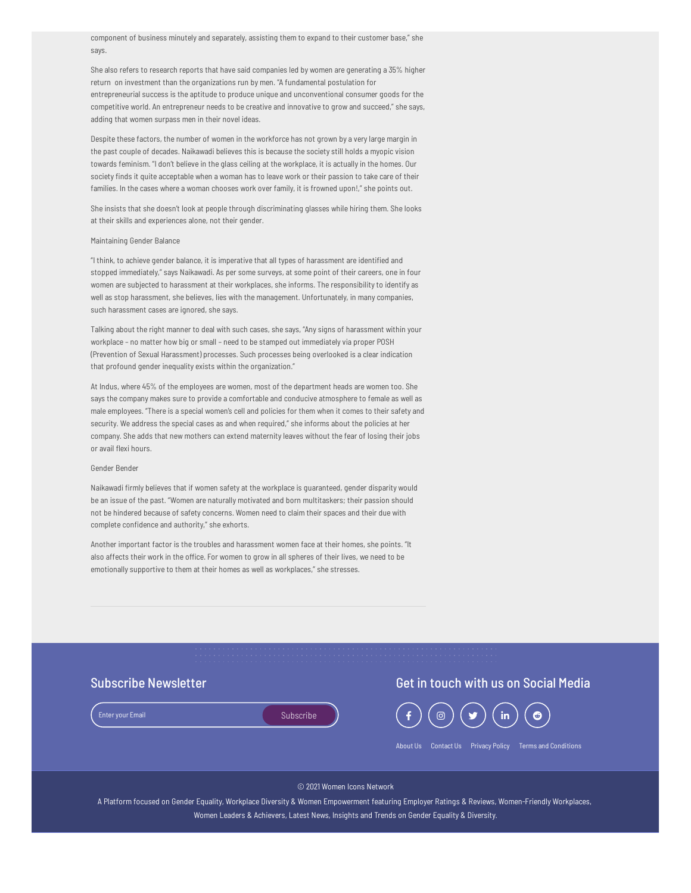component of business minutely and separately, assisting them to expand to their customer base," she says.

She also refers to research reports that have said companies led by women are generating a 35% higher return on investment than the organizations run by men. "A fundamental postulation for entrepreneurial success is the aptitude to produce unique and unconventional consumer goods for the competitive world. An entrepreneur needs to be creative and innovative to grow and succeed," she says, adding that women surpass men in their novel ideas.

Despite these factors, the number of women in the workforce has not grown by a very large margin in the past couple of decades. Naikawadi believes this is because the society still holds a myopic vision towards feminism. "I don't believe in the glass ceiling at the workplace, it is actually in the homes. Our society finds it quite acceptable when a woman has to leave work or their passion to take care of their families. In the cases where a woman chooses work over family, it is frowned upon!," she points out.

She insists that she doesn't look at people through discriminating glasses while hiring them. She looks at their skills and experiences alone, not their gender.

Maintaining Gender Balance

"I think, to achieve gender balance, it is imperative that all types of harassment are identified and stopped immediately," says Naikawadi. As per some surveys, at some point of their careers, one in four women are subjected to harassment at their workplaces, she informs. The responsibility to identify as well as stop harassment, she believes, lies with the management. Unfortunately, in many companies, such harassment cases are ignored, she says.

Talking about the right manner to deal with such cases, she says, "Any signs of harassment within your workplace – no matter how big or small – need to be stamped out immediately via proper POSH (Prevention of Sexual Harassment) processes. Such processes being overlooked is a clear indication that profound gender inequality exists within the organization."

At Indus, where 45% of the employees are women, most of the department heads are women too. She says the company makes sure to provide a comfortable and conducive atmosphere to female as well as male employees. "There is a special women's cell and policies for them when it comes to their safety and security. We address the special cases as and when required," she informs about the policies at her company. She adds that new mothers can extend maternity leaves without the fear of losing their jobs or avail flexi hours.

Gender Bender

Naikawadi firmly believes that if women safety at the workplace is guaranteed, gender disparity would be an issue of the past. "Women are naturally motivated and born multitaskers; their passion should not be hindered because of safety concerns. Women need to claim their spaces and their due with complete confidence and authority," she exhorts.

Another important factor is the troubles and harassment women face at their homes, she points. "It also affects their work in the office. For women to grow in all spheres of their lives, we need to be emotionally supportive to them at their homes as well as workplaces," she stresses.

## Subscribe Newsletter

Enter your Email

Subscribe

## Get in touch with us on Social Media

About Us Contact Us Privacy Policy Terms and Conditions

© 2021 Women Icons Network

A Platform focused on Gender Equality, Workplace Diversity & Women Empowerment featuring Employer Ratings & Reviews, Women-Friendly Workplaces, Women Leaders & Achievers, Latest News, Insights and Trends on Gender Equality & Diversity.